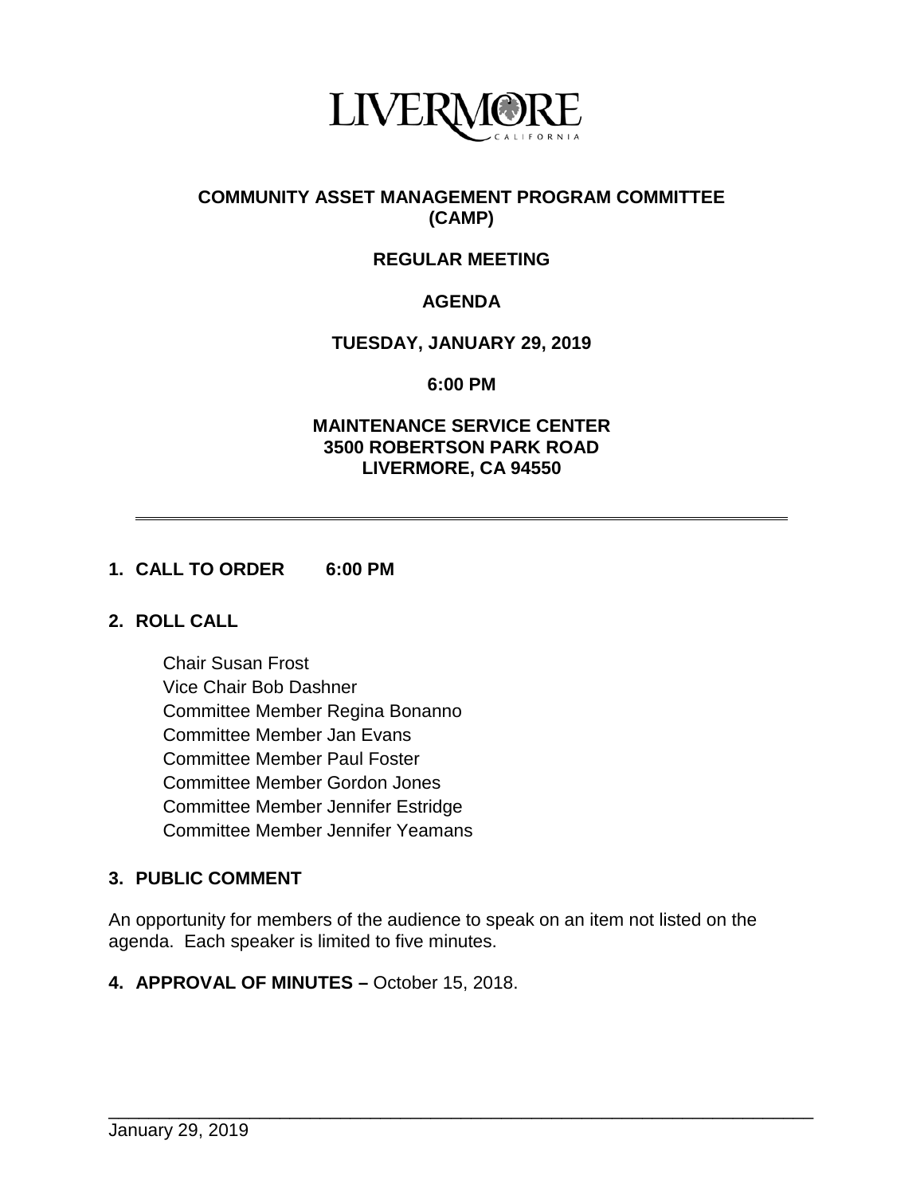LIVERMORE
CALIFORNIA

# COMMUNITY ASSET MANAGEMENT PROGRAM COMMITTEE (CAMP)

## REGULAR MEETING

## AGENDA

**TUESDAY, JANUARY 29, 2019**

**6:00 PM**

**MAINTENANCE SERVICE CENTER**
**3500 ROBERTSON PARK ROAD**
**LIVERMORE, CA 94550**

---

**1. CALL TO ORDER 6:00 PM**

**2. ROLL CALL**

Chair Susan Frost
Vice Chair Bob Dashner
Committee Member Regina Bonanno
Committee Member Jan Evans
Committee Member Paul Foster
Committee Member Gordon Jones
Committee Member Jennifer Estridge
Committee Member Jennifer Yeamans

**3. PUBLIC COMMENT**

An opportunity for members of the audience to speak on an item not listed on the agenda. Each speaker is limited to five minutes.

**4. APPROVAL OF MINUTES –** October 15, 2018.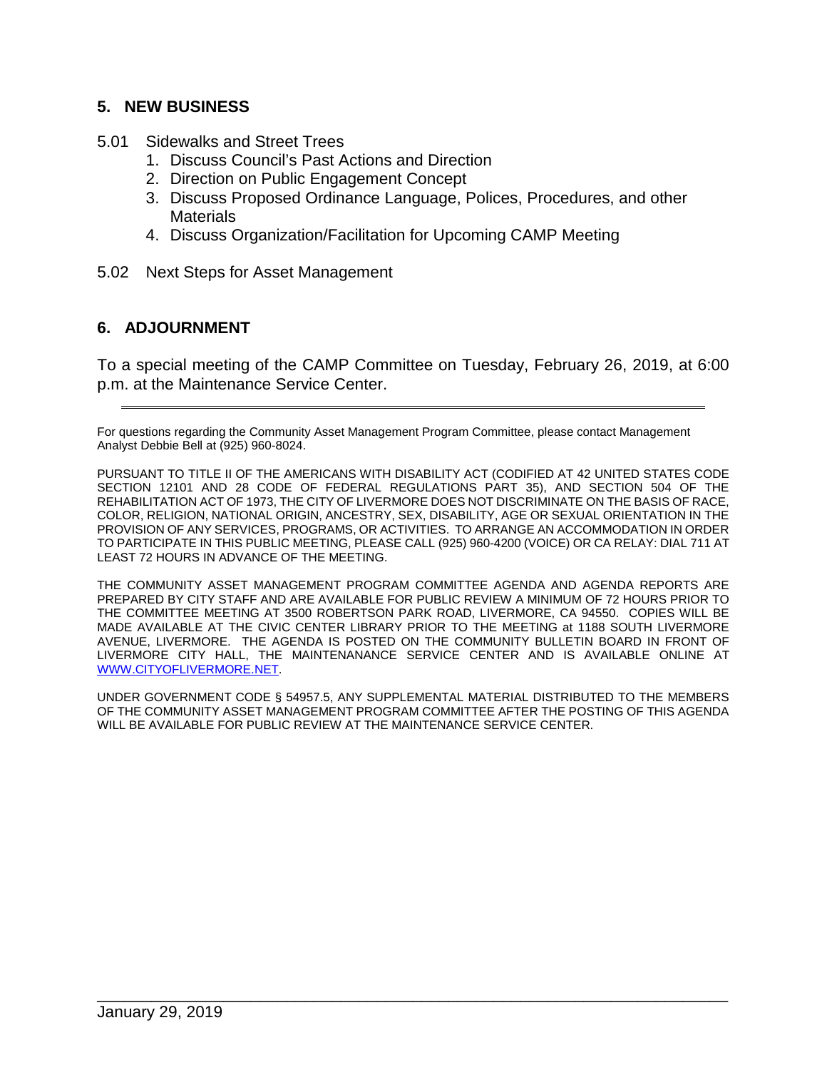## 5. NEW BUSINESS

5.01 Sidewalks and Street Trees

1. Discuss Council's Past Actions and Direction
2. Direction on Public Engagement Concept
3. Discuss Proposed Ordinance Language, Polices, Procedures, and other Materials
4. Discuss Organization/Facilitation for Upcoming CAMP Meeting

5.02 Next Steps for Asset Management

## 6. ADJOURNMENT

To a special meeting of the CAMP Committee on Tuesday, February 26, 2019, at 6:00 p.m. at the Maintenance Service Center.

---

For questions regarding the Community Asset Management Program Committee, please contact Management Analyst Debbie Bell at (925) 960-8024.

PURSUANT TO TITLE II OF THE AMERICANS WITH DISABILITY ACT (CODIFIED AT 42 UNITED STATES CODE SECTION 12101 AND 28 CODE OF FEDERAL REGULATIONS PART 35), AND SECTION 504 OF THE REHABILITATION ACT OF 1973, THE CITY OF LIVERMORE DOES NOT DISCRIMINATE ON THE BASIS OF RACE, COLOR, RELIGION, NATIONAL ORIGIN, ANCESTRY, SEX, DISABILITY, AGE OR SEXUAL ORIENTATION IN THE PROVISION OF ANY SERVICES, PROGRAMS, OR ACTIVITIES. TO ARRANGE AN ACCOMMODATION IN ORDER TO PARTICIPATE IN THIS PUBLIC MEETING, PLEASE CALL (925) 960-4200 (VOICE) OR CA RELAY: DIAL 711 AT LEAST 72 HOURS IN ADVANCE OF THE MEETING.

THE COMMUNITY ASSET MANAGEMENT PROGRAM COMMITTEE AGENDA AND AGENDA REPORTS ARE PREPARED BY CITY STAFF AND ARE AVAILABLE FOR PUBLIC REVIEW A MINIMUM OF 72 HOURS PRIOR TO THE COMMITTEE MEETING AT 3500 ROBERTSON PARK ROAD, LIVERMORE, CA 94550. COPIES WILL BE MADE AVAILABLE AT THE CIVIC CENTER LIBRARY PRIOR TO THE MEETING at 1188 SOUTH LIVERMORE AVENUE, LIVERMORE. THE AGENDA IS POSTED ON THE COMMUNITY BULLETIN BOARD IN FRONT OF LIVERMORE CITY HALL, THE MAINTENANANCE SERVICE CENTER AND IS AVAILABLE ONLINE AT WWW.CITYOFLIVERMORE.NET.

UNDER GOVERNMENT CODE § 54957.5, ANY SUPPLEMENTAL MATERIAL DISTRIBUTED TO THE MEMBERS OF THE COMMUNITY ASSET MANAGEMENT PROGRAM COMMITTEE AFTER THE POSTING OF THIS AGENDA WILL BE AVAILABLE FOR PUBLIC REVIEW AT THE MAINTENANCE SERVICE CENTER.